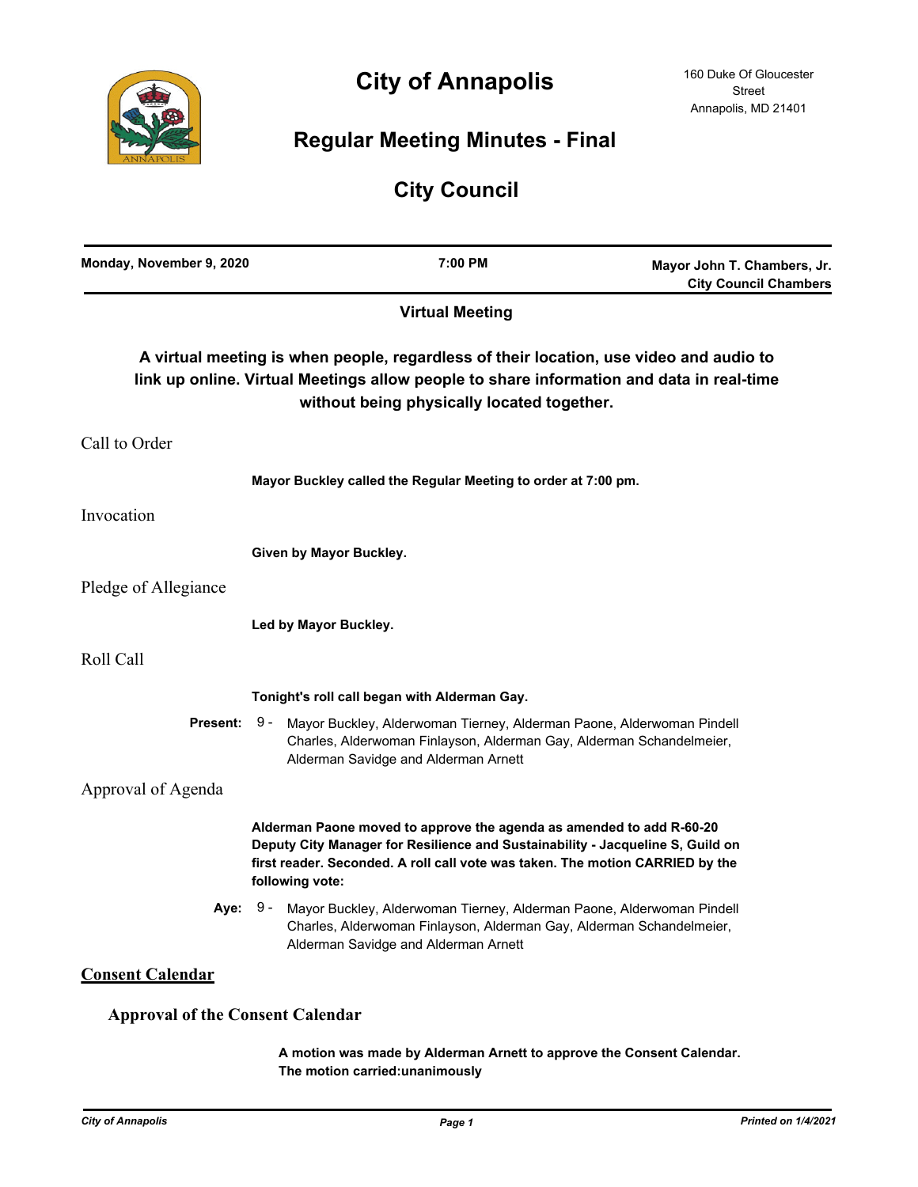# City of Annapolis

160 Duke Of Gloucester Street
Annapolis, MD 21401

## Regular Meeting Minutes - Final

## City Council

| Monday, November 9, 2020 | 7:00 PM | Mayor John T. Chambers, Jr. City Council Chambers |
|---|---|---|

**Virtual Meeting**

**A virtual meeting is when people, regardless of their location, use video and audio to link up online. Virtual Meetings allow people to share information and data in real-time without being physically located together.**

### Call to Order

**Mayor Buckley called the Regular Meeting to order at 7:00 pm.**

### Invocation

**Given by Mayor Buckley.**

### Pledge of Allegiance

**Led by Mayor Buckley.**

### Roll Call

**Tonight's roll call began with Alderman Gay.**

**Present:** 9 - Mayor Buckley, Alderwoman Tierney, Alderman Paone, Alderwoman Pindell Charles, Alderwoman Finlayson, Alderman Gay, Alderman Schandelmeier, Alderman Savidge and Alderman Arnett

### Approval of Agenda

**Alderman Paone moved to approve the agenda as amended to add R-60-20 Deputy City Manager for Resilience and Sustainability - Jacqueline S, Guild on first reader. Seconded. A roll call vote was taken. The motion CARRIED by the following vote:**

**Aye:** 9 - Mayor Buckley, Alderwoman Tierney, Alderman Paone, Alderwoman Pindell Charles, Alderwoman Finlayson, Alderman Gay, Alderman Schandelmeier, Alderman Savidge and Alderman Arnett

## Consent Calendar

### Approval of the Consent Calendar

**A motion was made by Alderman Arnett to approve the Consent Calendar. The motion carried:unanimously**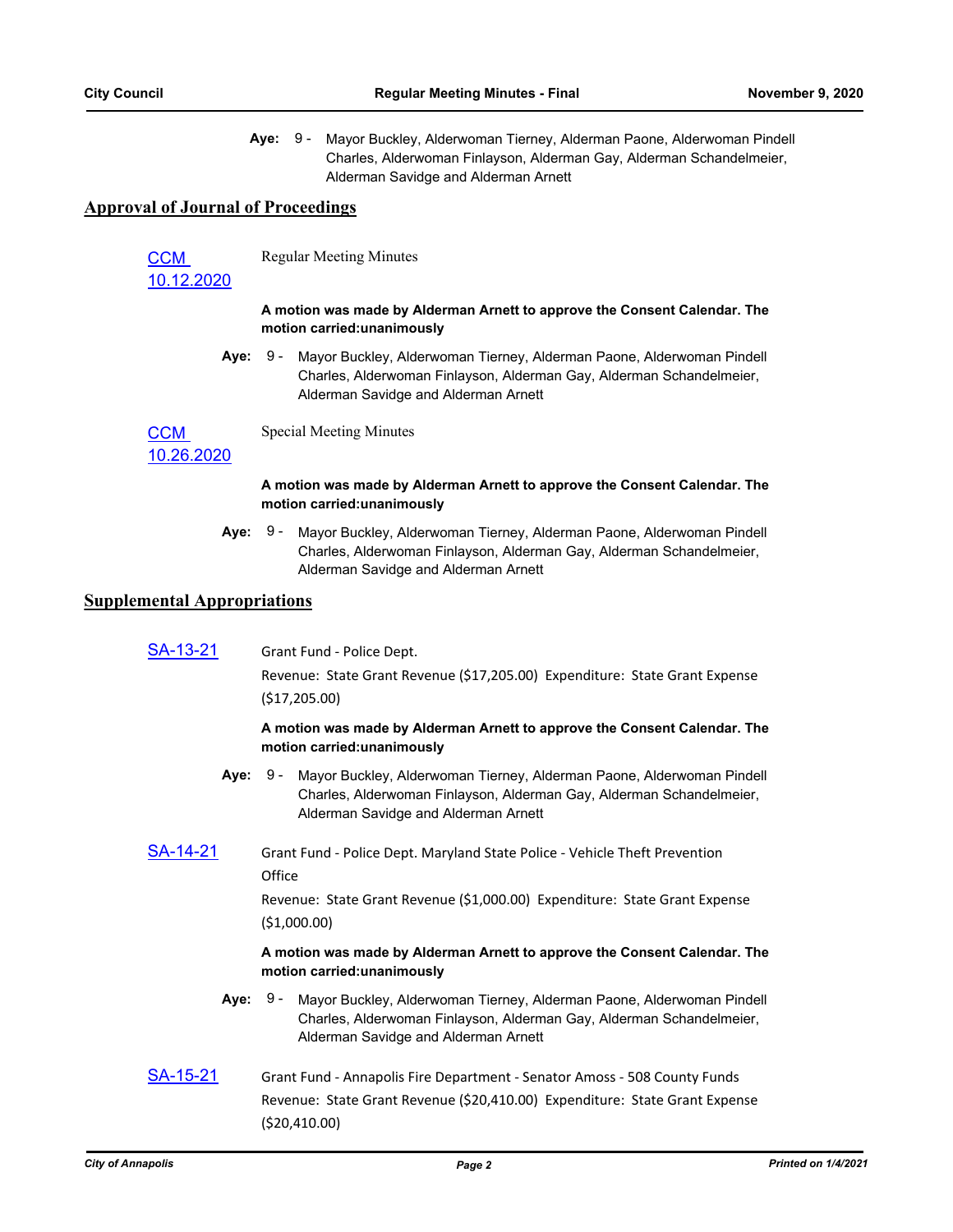**Aye:** 9 - Mayor Buckley, Alderwoman Tierney, Alderman Paone, Alderwoman Pindell Charles, Alderwoman Finlayson, Alderman Gay, Alderman Schandelmeier, Alderman Savidge and Alderman Arnett

## Approval of Journal of Proceedings

**CCM 10.12.2020** — Regular Meeting Minutes

**A motion was made by Alderman Arnett to approve the Consent Calendar. The motion carried:unanimously**

**Aye:** 9 - Mayor Buckley, Alderwoman Tierney, Alderman Paone, Alderwoman Pindell Charles, Alderwoman Finlayson, Alderman Gay, Alderman Schandelmeier, Alderman Savidge and Alderman Arnett

**CCM 10.26.2020** — Special Meeting Minutes

**A motion was made by Alderman Arnett to approve the Consent Calendar. The motion carried:unanimously**

**Aye:** 9 - Mayor Buckley, Alderwoman Tierney, Alderman Paone, Alderwoman Pindell Charles, Alderwoman Finlayson, Alderman Gay, Alderman Schandelmeier, Alderman Savidge and Alderman Arnett

## Supplemental Appropriations

**SA-13-21** — Grant Fund - Police Dept.

Revenue: State Grant Revenue ($17,205.00) Expenditure: State Grant Expense ($17,205.00)

**A motion was made by Alderman Arnett to approve the Consent Calendar. The motion carried:unanimously**

**Aye:** 9 - Mayor Buckley, Alderwoman Tierney, Alderman Paone, Alderwoman Pindell Charles, Alderwoman Finlayson, Alderman Gay, Alderman Schandelmeier, Alderman Savidge and Alderman Arnett

**SA-14-21** — Grant Fund - Police Dept. Maryland State Police - Vehicle Theft Prevention Office

Revenue: State Grant Revenue ($1,000.00) Expenditure: State Grant Expense ($1,000.00)

**A motion was made by Alderman Arnett to approve the Consent Calendar. The motion carried:unanimously**

**Aye:** 9 - Mayor Buckley, Alderwoman Tierney, Alderman Paone, Alderwoman Pindell Charles, Alderwoman Finlayson, Alderman Gay, Alderman Schandelmeier, Alderman Savidge and Alderman Arnett

**SA-15-21** — Grant Fund - Annapolis Fire Department - Senator Amoss - 508 County Funds

Revenue: State Grant Revenue ($20,410.00) Expenditure: State Grant Expense ($20,410.00)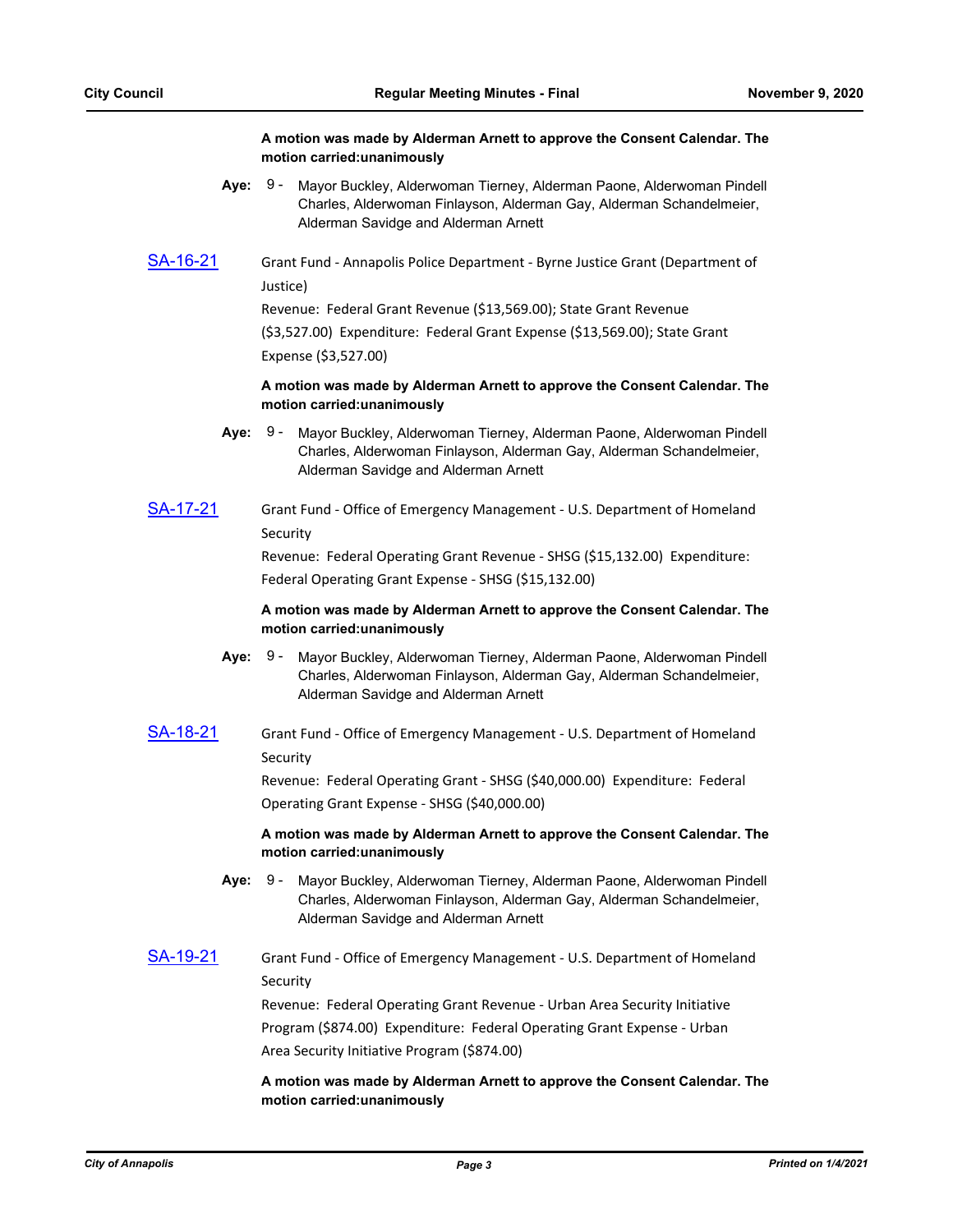**A motion was made by Alderman Arnett to approve the Consent Calendar. The motion carried:unanimously**

**Aye:** 9 - Mayor Buckley, Alderwoman Tierney, Alderman Paone, Alderwoman Pindell Charles, Alderwoman Finlayson, Alderman Gay, Alderman Schandelmeier, Alderman Savidge and Alderman Arnett

[SA-16-21](#) Grant Fund - Annapolis Police Department - Byrne Justice Grant (Department of Justice)

Revenue: Federal Grant Revenue ($13,569.00); State Grant Revenue ($3,527.00) Expenditure: Federal Grant Expense ($13,569.00); State Grant Expense ($3,527.00)

**A motion was made by Alderman Arnett to approve the Consent Calendar. The motion carried:unanimously**

**Aye:** 9 - Mayor Buckley, Alderwoman Tierney, Alderman Paone, Alderwoman Pindell Charles, Alderwoman Finlayson, Alderman Gay, Alderman Schandelmeier, Alderman Savidge and Alderman Arnett

[SA-17-21](#) Grant Fund - Office of Emergency Management - U.S. Department of Homeland Security

Revenue: Federal Operating Grant Revenue - SHSG ($15,132.00) Expenditure: Federal Operating Grant Expense - SHSG ($15,132.00)

**A motion was made by Alderman Arnett to approve the Consent Calendar. The motion carried:unanimously**

**Aye:** 9 - Mayor Buckley, Alderwoman Tierney, Alderman Paone, Alderwoman Pindell Charles, Alderwoman Finlayson, Alderman Gay, Alderman Schandelmeier, Alderman Savidge and Alderman Arnett

[SA-18-21](#) Grant Fund - Office of Emergency Management - U.S. Department of Homeland Security

Revenue: Federal Operating Grant - SHSG ($40,000.00) Expenditure: Federal Operating Grant Expense - SHSG ($40,000.00)

**A motion was made by Alderman Arnett to approve the Consent Calendar. The motion carried:unanimously**

**Aye:** 9 - Mayor Buckley, Alderwoman Tierney, Alderman Paone, Alderwoman Pindell Charles, Alderwoman Finlayson, Alderman Gay, Alderman Schandelmeier, Alderman Savidge and Alderman Arnett

[SA-19-21](#) Grant Fund - Office of Emergency Management - U.S. Department of Homeland Security

Revenue: Federal Operating Grant Revenue - Urban Area Security Initiative Program ($874.00) Expenditure: Federal Operating Grant Expense - Urban Area Security Initiative Program ($874.00)

**A motion was made by Alderman Arnett to approve the Consent Calendar. The motion carried:unanimously**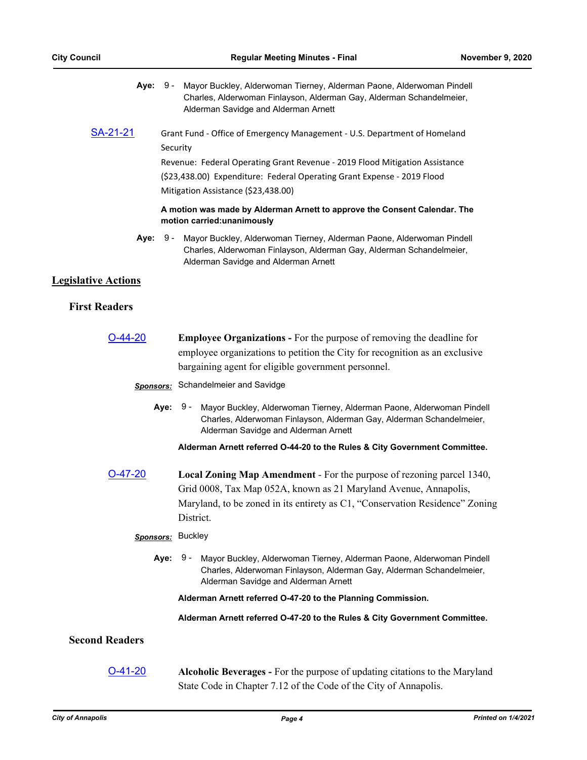**Aye:** 9 - Mayor Buckley, Alderwoman Tierney, Alderman Paone, Alderwoman Pindell Charles, Alderwoman Finlayson, Alderman Gay, Alderman Schandelmeier, Alderman Savidge and Alderman Arnett

[SA-21-21](SA-21-21) Grant Fund - Office of Emergency Management - U.S. Department of Homeland Security

Revenue: Federal Operating Grant Revenue - 2019 Flood Mitigation Assistance ($23,438.00) Expenditure: Federal Operating Grant Expense - 2019 Flood Mitigation Assistance ($23,438.00)

**A motion was made by Alderman Arnett to approve the Consent Calendar. The motion carried:unanimously**

**Aye:** 9 - Mayor Buckley, Alderwoman Tierney, Alderman Paone, Alderwoman Pindell Charles, Alderwoman Finlayson, Alderman Gay, Alderman Schandelmeier, Alderman Savidge and Alderman Arnett

## Legislative Actions

### First Readers

[O-44-20](O-44-20) **Employee Organizations -** For the purpose of removing the deadline for employee organizations to petition the City for recognition as an exclusive bargaining agent for eligible government personnel.

***Sponsors:*** Schandelmeier and Savidge

**Aye:** 9 - Mayor Buckley, Alderwoman Tierney, Alderman Paone, Alderwoman Pindell Charles, Alderwoman Finlayson, Alderman Gay, Alderman Schandelmeier, Alderman Savidge and Alderman Arnett

**Alderman Arnett referred O-44-20 to the Rules & City Government Committee.**

[O-47-20](O-47-20) **Local Zoning Map Amendment** - For the purpose of rezoning parcel 1340, Grid 0008, Tax Map 052A, known as 21 Maryland Avenue, Annapolis, Maryland, to be zoned in its entirety as C1, "Conservation Residence" Zoning District.

***Sponsors:*** Buckley

**Aye:** 9 - Mayor Buckley, Alderwoman Tierney, Alderman Paone, Alderwoman Pindell Charles, Alderwoman Finlayson, Alderman Gay, Alderman Schandelmeier, Alderman Savidge and Alderman Arnett

**Alderman Arnett referred O-47-20 to the Planning Commission.**

**Alderman Arnett referred O-47-20 to the Rules & City Government Committee.**

### Second Readers

[O-41-20](O-41-20) **Alcoholic Beverages -** For the purpose of updating citations to the Maryland State Code in Chapter 7.12 of the Code of the City of Annapolis.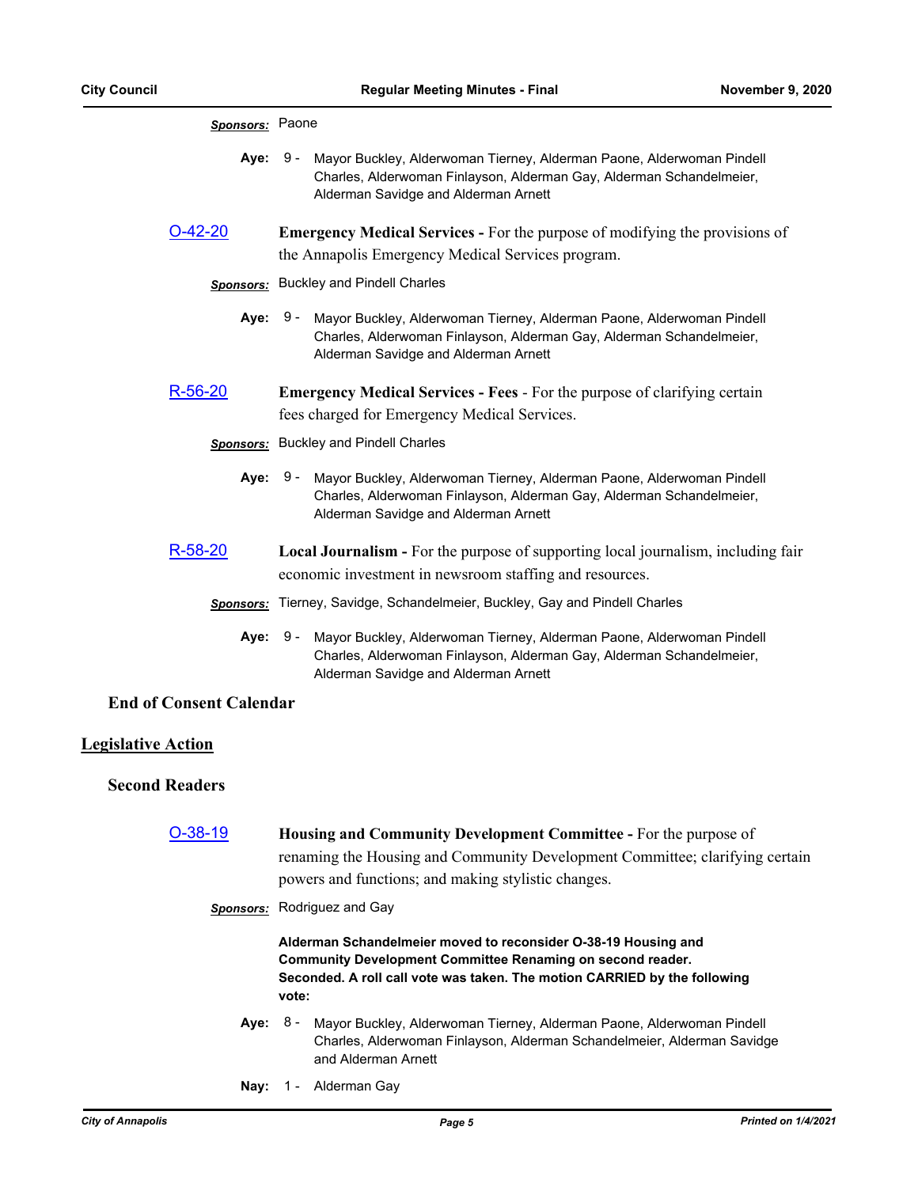***Sponsors:*** Paone

**Aye:** 9 - Mayor Buckley, Alderwoman Tierney, Alderman Paone, Alderwoman Pindell Charles, Alderwoman Finlayson, Alderman Gay, Alderman Schandelmeier, Alderman Savidge and Alderman Arnett

[O-42-20] **Emergency Medical Services -** For the purpose of modifying the provisions of the Annapolis Emergency Medical Services program.

***Sponsors:*** Buckley and Pindell Charles

**Aye:** 9 - Mayor Buckley, Alderwoman Tierney, Alderman Paone, Alderwoman Pindell Charles, Alderwoman Finlayson, Alderman Gay, Alderman Schandelmeier, Alderman Savidge and Alderman Arnett

[R-56-20] **Emergency Medical Services - Fees** - For the purpose of clarifying certain fees charged for Emergency Medical Services.

***Sponsors:*** Buckley and Pindell Charles

**Aye:** 9 - Mayor Buckley, Alderwoman Tierney, Alderman Paone, Alderwoman Pindell Charles, Alderwoman Finlayson, Alderman Gay, Alderman Schandelmeier, Alderman Savidge and Alderman Arnett

[R-58-20] **Local Journalism -** For the purpose of supporting local journalism, including fair economic investment in newsroom staffing and resources.

***Sponsors:*** Tierney, Savidge, Schandelmeier, Buckley, Gay and Pindell Charles

**Aye:** 9 - Mayor Buckley, Alderwoman Tierney, Alderman Paone, Alderwoman Pindell Charles, Alderwoman Finlayson, Alderman Gay, Alderman Schandelmeier, Alderman Savidge and Alderman Arnett

### End of Consent Calendar

## Legislative Action

### Second Readers

[O-38-19] **Housing and Community Development Committee -** For the purpose of renaming the Housing and Community Development Committee; clarifying certain powers and functions; and making stylistic changes.

***Sponsors:*** Rodriguez and Gay

**Alderman Schandelmeier moved to reconsider O-38-19 Housing and Community Development Committee Renaming on second reader. Seconded. A roll call vote was taken. The motion CARRIED by the following vote:**

**Aye:** 8 - Mayor Buckley, Alderwoman Tierney, Alderman Paone, Alderwoman Pindell Charles, Alderwoman Finlayson, Alderman Schandelmeier, Alderman Savidge and Alderman Arnett

**Nay:** 1 - Alderman Gay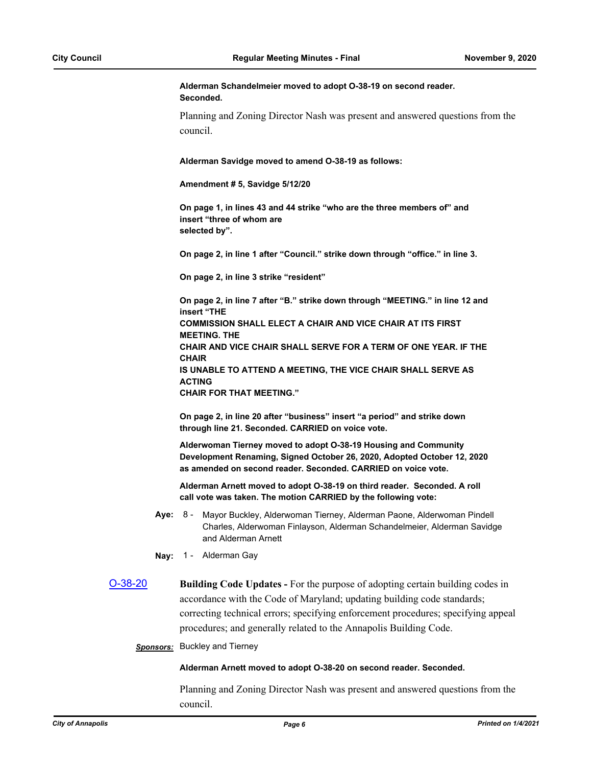**Alderman Schandelmeier moved to adopt O-38-19 on second reader. Seconded.**

Planning and Zoning Director Nash was present and answered questions from the council.

**Alderman Savidge moved to amend O-38-19 as follows:**

**Amendment # 5, Savidge 5/12/20**

**On page 1, in lines 43 and 44 strike "who are the three members of" and insert "three of whom are selected by".**

**On page 2, in line 1 after "Council." strike down through "office." in line 3.**

**On page 2, in line 3 strike "resident"**

**On page 2, in line 7 after "B." strike down through "MEETING." in line 12 and insert "THE COMMISSION SHALL ELECT A CHAIR AND VICE CHAIR AT ITS FIRST MEETING. THE CHAIR AND VICE CHAIR SHALL SERVE FOR A TERM OF ONE YEAR. IF THE CHAIR IS UNABLE TO ATTEND A MEETING, THE VICE CHAIR SHALL SERVE AS ACTING CHAIR FOR THAT MEETING."**

**On page 2, in line 20 after "business" insert "a period" and strike down through line 21. Seconded. CARRIED on voice vote.**

**Alderwoman Tierney moved to adopt O-38-19 Housing and Community Development Renaming, Signed October 26, 2020, Adopted October 12, 2020 as amended on second reader. Seconded. CARRIED on voice vote.**

**Alderman Arnett moved to adopt O-38-19 on third reader. Seconded. A roll call vote was taken. The motion CARRIED by the following vote:**

**Aye:** 8 - Mayor Buckley, Alderwoman Tierney, Alderman Paone, Alderwoman Pindell Charles, Alderwoman Finlayson, Alderman Schandelmeier, Alderman Savidge and Alderman Arnett

**Nay:** 1 - Alderman Gay

[O-38-20](#) **Building Code Updates -** For the purpose of adopting certain building codes in accordance with the Code of Maryland; updating building code standards; correcting technical errors; specifying enforcement procedures; specifying appeal procedures; and generally related to the Annapolis Building Code.

***Sponsors:*** Buckley and Tierney

**Alderman Arnett moved to adopt O-38-20 on second reader. Seconded.**

Planning and Zoning Director Nash was present and answered questions from the council.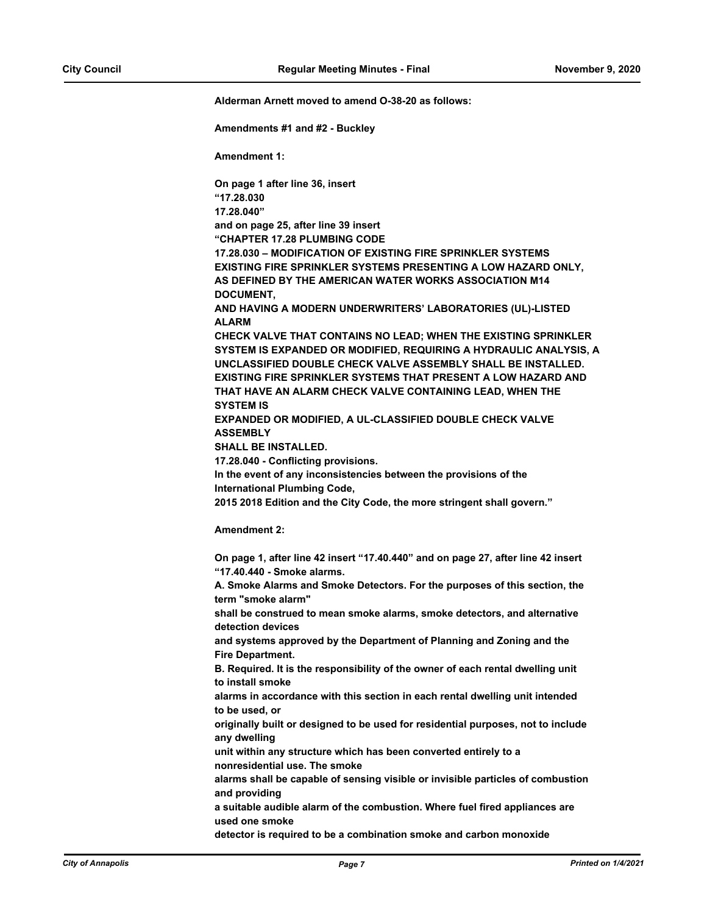**Alderman Arnett moved to amend O-38-20 as follows:**

**Amendments #1 and #2 - Buckley**

**Amendment 1:**

**On page 1 after line 36, insert**
**"17.28.030**
**17.28.040"**
**and on page 25, after line 39 insert**
**"CHAPTER 17.28 PLUMBING CODE**
**17.28.030 – MODIFICATION OF EXISTING FIRE SPRINKLER SYSTEMS**
**EXISTING FIRE SPRINKLER SYSTEMS PRESENTING A LOW HAZARD ONLY, AS DEFINED BY THE AMERICAN WATER WORKS ASSOCIATION M14 DOCUMENT,**
**AND HAVING A MODERN UNDERWRITERS' LABORATORIES (UL)-LISTED ALARM**
**CHECK VALVE THAT CONTAINS NO LEAD; WHEN THE EXISTING SPRINKLER SYSTEM IS EXPANDED OR MODIFIED, REQUIRING A HYDRAULIC ANALYSIS, A UNCLASSIFIED DOUBLE CHECK VALVE ASSEMBLY SHALL BE INSTALLED.**
**EXISTING FIRE SPRINKLER SYSTEMS THAT PRESENT A LOW HAZARD AND THAT HAVE AN ALARM CHECK VALVE CONTAINING LEAD, WHEN THE SYSTEM IS**
**EXPANDED OR MODIFIED, A UL-CLASSIFIED DOUBLE CHECK VALVE ASSEMBLY**
**SHALL BE INSTALLED.**
**17.28.040 - Conflicting provisions.**
**In the event of any inconsistencies between the provisions of the International Plumbing Code,**
**2015 2018 Edition and the City Code, the more stringent shall govern."**

**Amendment 2:**

**On page 1, after line 42 insert "17.40.440" and on page 27, after line 42 insert "17.40.440 - Smoke alarms.**
**A. Smoke Alarms and Smoke Detectors. For the purposes of this section, the term "smoke alarm"**
**shall be construed to mean smoke alarms, smoke detectors, and alternative detection devices**
**and systems approved by the Department of Planning and Zoning and the Fire Department.**
**B. Required. It is the responsibility of the owner of each rental dwelling unit to install smoke**
**alarms in accordance with this section in each rental dwelling unit intended to be used, or**
**originally built or designed to be used for residential purposes, not to include any dwelling**
**unit within any structure which has been converted entirely to a nonresidential use. The smoke**
**alarms shall be capable of sensing visible or invisible particles of combustion and providing**
**a suitable audible alarm of the combustion. Where fuel fired appliances are used one smoke**
**detector is required to be a combination smoke and carbon monoxide**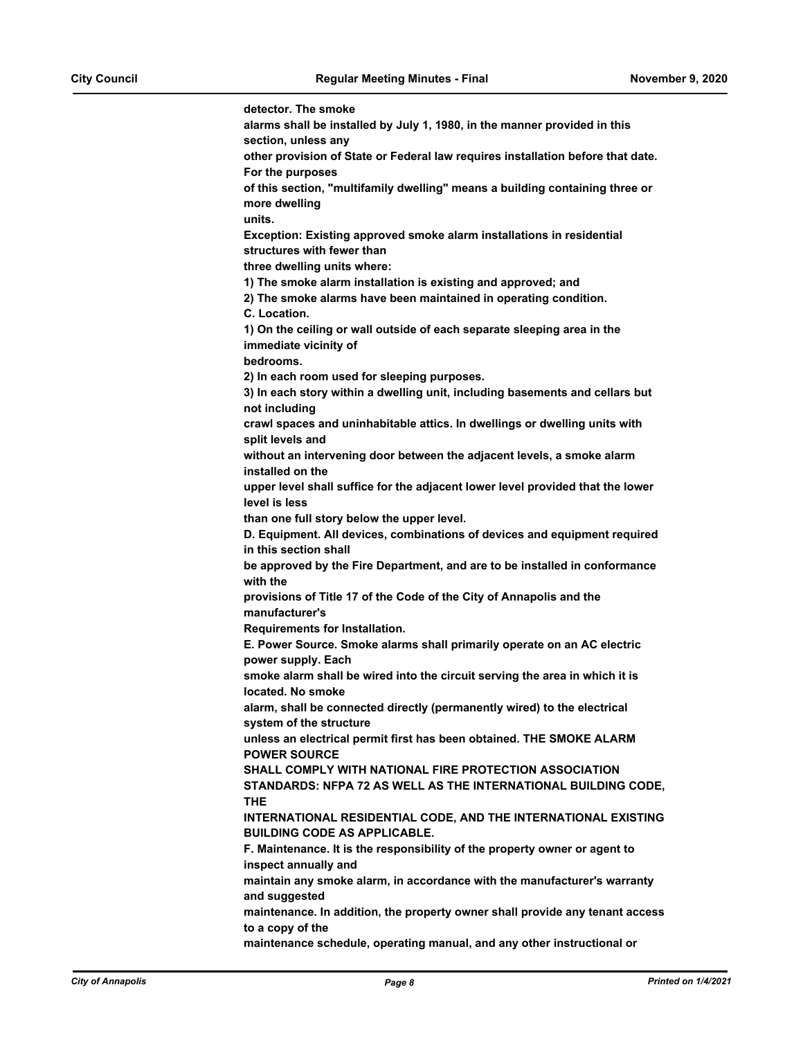**detector. The smoke alarms shall be installed by July 1, 1980, in the manner provided in this section, unless any other provision of State or Federal law requires installation before that date. For the purposes of this section, "multifamily dwelling" means a building containing three or more dwelling units.**

**Exception: Existing approved smoke alarm installations in residential structures with fewer than three dwelling units where:**

**1) The smoke alarm installation is existing and approved; and**

**2) The smoke alarms have been maintained in operating condition.**

**C. Location.**

**1) On the ceiling or wall outside of each separate sleeping area in the immediate vicinity of bedrooms.**

**2) In each room used for sleeping purposes.**

**3) In each story within a dwelling unit, including basements and cellars but not including crawl spaces and uninhabitable attics. In dwellings or dwelling units with split levels and without an intervening door between the adjacent levels, a smoke alarm installed on the upper level shall suffice for the adjacent lower level provided that the lower level is less than one full story below the upper level.**

**D. Equipment. All devices, combinations of devices and equipment required in this section shall be approved by the Fire Department, and are to be installed in conformance with the provisions of Title 17 of the Code of the City of Annapolis and the manufacturer's Requirements for Installation.**

**E. Power Source. Smoke alarms shall primarily operate on an AC electric power supply. Each smoke alarm shall be wired into the circuit serving the area in which it is located. No smoke alarm, shall be connected directly (permanently wired) to the electrical system of the structure unless an electrical permit first has been obtained. THE SMOKE ALARM POWER SOURCE SHALL COMPLY WITH NATIONAL FIRE PROTECTION ASSOCIATION STANDARDS: NFPA 72 AS WELL AS THE INTERNATIONAL BUILDING CODE, THE INTERNATIONAL RESIDENTIAL CODE, AND THE INTERNATIONAL EXISTING BUILDING CODE AS APPLICABLE.**

**F. Maintenance. It is the responsibility of the property owner or agent to inspect annually and maintain any smoke alarm, in accordance with the manufacturer's warranty and suggested maintenance. In addition, the property owner shall provide any tenant access to a copy of the maintenance schedule, operating manual, and any other instructional or**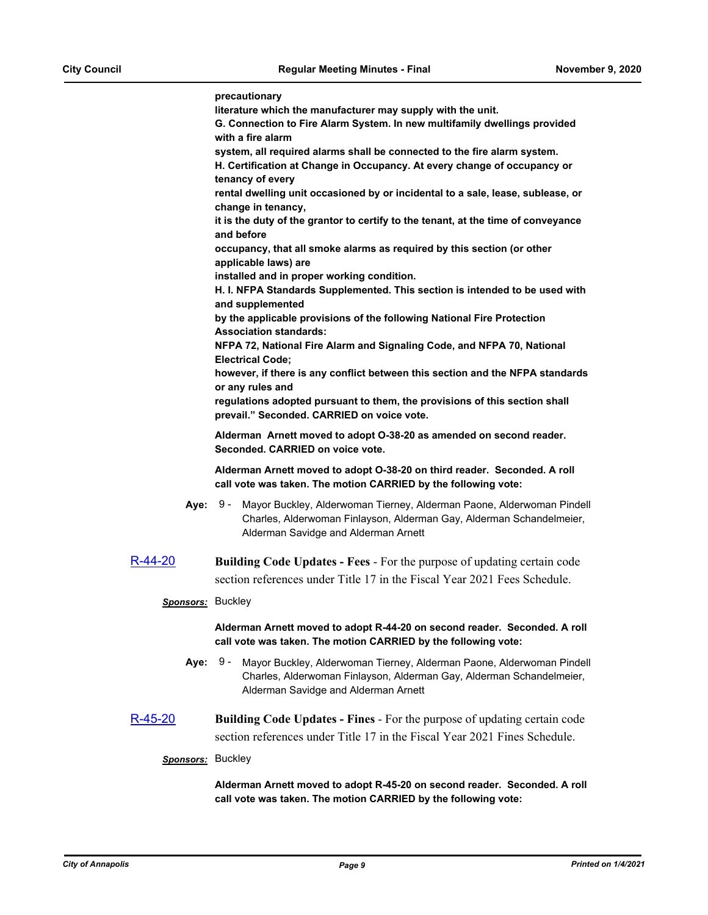**precautionary**
**literature which the manufacturer may supply with the unit.**
**G. Connection to Fire Alarm System. In new multifamily dwellings provided with a fire alarm**
**system, all required alarms shall be connected to the fire alarm system.**
**H. Certification at Change in Occupancy. At every change of occupancy or tenancy of every**
**rental dwelling unit occasioned by or incidental to a sale, lease, sublease, or change in tenancy,**
**it is the duty of the grantor to certify to the tenant, at the time of conveyance and before**
**occupancy, that all smoke alarms as required by this section (or other applicable laws) are**
**installed and in proper working condition.**
**H. I. NFPA Standards Supplemented. This section is intended to be used with and supplemented**
**by the applicable provisions of the following National Fire Protection Association standards:**
**NFPA 72, National Fire Alarm and Signaling Code, and NFPA 70, National Electrical Code;**
**however, if there is any conflict between this section and the NFPA standards or any rules and**
**regulations adopted pursuant to them, the provisions of this section shall prevail." Seconded. CARRIED on voice vote.**

**Alderman Arnett moved to adopt O-38-20 as amended on second reader. Seconded. CARRIED on voice vote.**

**Alderman Arnett moved to adopt O-38-20 on third reader. Seconded. A roll call vote was taken. The motion CARRIED by the following vote:**

**Aye:** 9 - Mayor Buckley, Alderwoman Tierney, Alderman Paone, Alderwoman Pindell Charles, Alderwoman Finlayson, Alderman Gay, Alderman Schandelmeier, Alderman Savidge and Alderman Arnett

R-44-20 **Building Code Updates - Fees** - For the purpose of updating certain code section references under Title 17 in the Fiscal Year 2021 Fees Schedule.

***Sponsors:*** Buckley

**Alderman Arnett moved to adopt R-44-20 on second reader. Seconded. A roll call vote was taken. The motion CARRIED by the following vote:**

**Aye:** 9 - Mayor Buckley, Alderwoman Tierney, Alderman Paone, Alderwoman Pindell Charles, Alderwoman Finlayson, Alderman Gay, Alderman Schandelmeier, Alderman Savidge and Alderman Arnett

R-45-20 **Building Code Updates - Fines** - For the purpose of updating certain code section references under Title 17 in the Fiscal Year 2021 Fines Schedule.

***Sponsors:*** Buckley

**Alderman Arnett moved to adopt R-45-20 on second reader. Seconded. A roll call vote was taken. The motion CARRIED by the following vote:**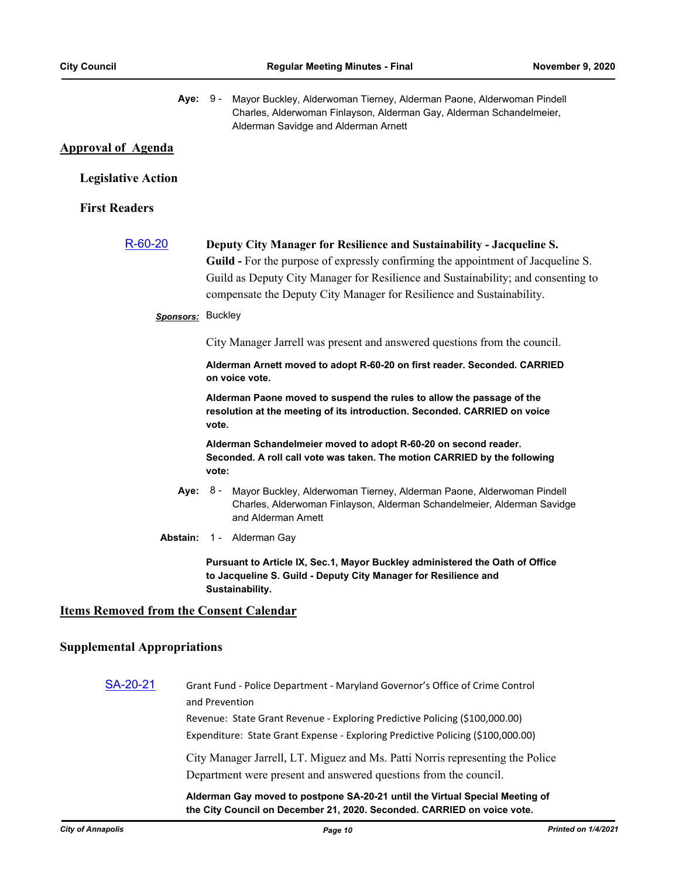**Aye:** 9 - Mayor Buckley, Alderwoman Tierney, Alderman Paone, Alderwoman Pindell Charles, Alderwoman Finlayson, Alderman Gay, Alderman Schandelmeier, Alderman Savidge and Alderman Arnett

## Approval of Agenda

### Legislative Action

### First Readers

[R-60-20] **Deputy City Manager for Resilience and Sustainability - Jacqueline S. Guild -** For the purpose of expressly confirming the appointment of Jacqueline S. Guild as Deputy City Manager for Resilience and Sustainability; and consenting to compensate the Deputy City Manager for Resilience and Sustainability.

***Sponsors:*** Buckley

City Manager Jarrell was present and answered questions from the council.

**Alderman Arnett moved to adopt R-60-20 on first reader. Seconded. CARRIED on voice vote.**

**Alderman Paone moved to suspend the rules to allow the passage of the resolution at the meeting of its introduction. Seconded. CARRIED on voice vote.**

**Alderman Schandelmeier moved to adopt R-60-20 on second reader. Seconded. A roll call vote was taken. The motion CARRIED by the following vote:**

**Aye:** 8 - Mayor Buckley, Alderwoman Tierney, Alderman Paone, Alderwoman Pindell Charles, Alderwoman Finlayson, Alderman Schandelmeier, Alderman Savidge and Alderman Arnett

**Abstain:** 1 - Alderman Gay

**Pursuant to Article IX, Sec.1, Mayor Buckley administered the Oath of Office to Jacqueline S. Guild - Deputy City Manager for Resilience and Sustainability.**

## Items Removed from the Consent Calendar

## Supplemental Appropriations

[SA-20-21] Grant Fund - Police Department - Maryland Governor's Office of Crime Control and Prevention

Revenue: State Grant Revenue - Exploring Predictive Policing ($100,000.00)

Expenditure: State Grant Expense - Exploring Predictive Policing ($100,000.00)

City Manager Jarrell, LT. Miguez and Ms. Patti Norris representing the Police Department were present and answered questions from the council.

**Alderman Gay moved to postpone SA-20-21 until the Virtual Special Meeting of the City Council on December 21, 2020. Seconded. CARRIED on voice vote.**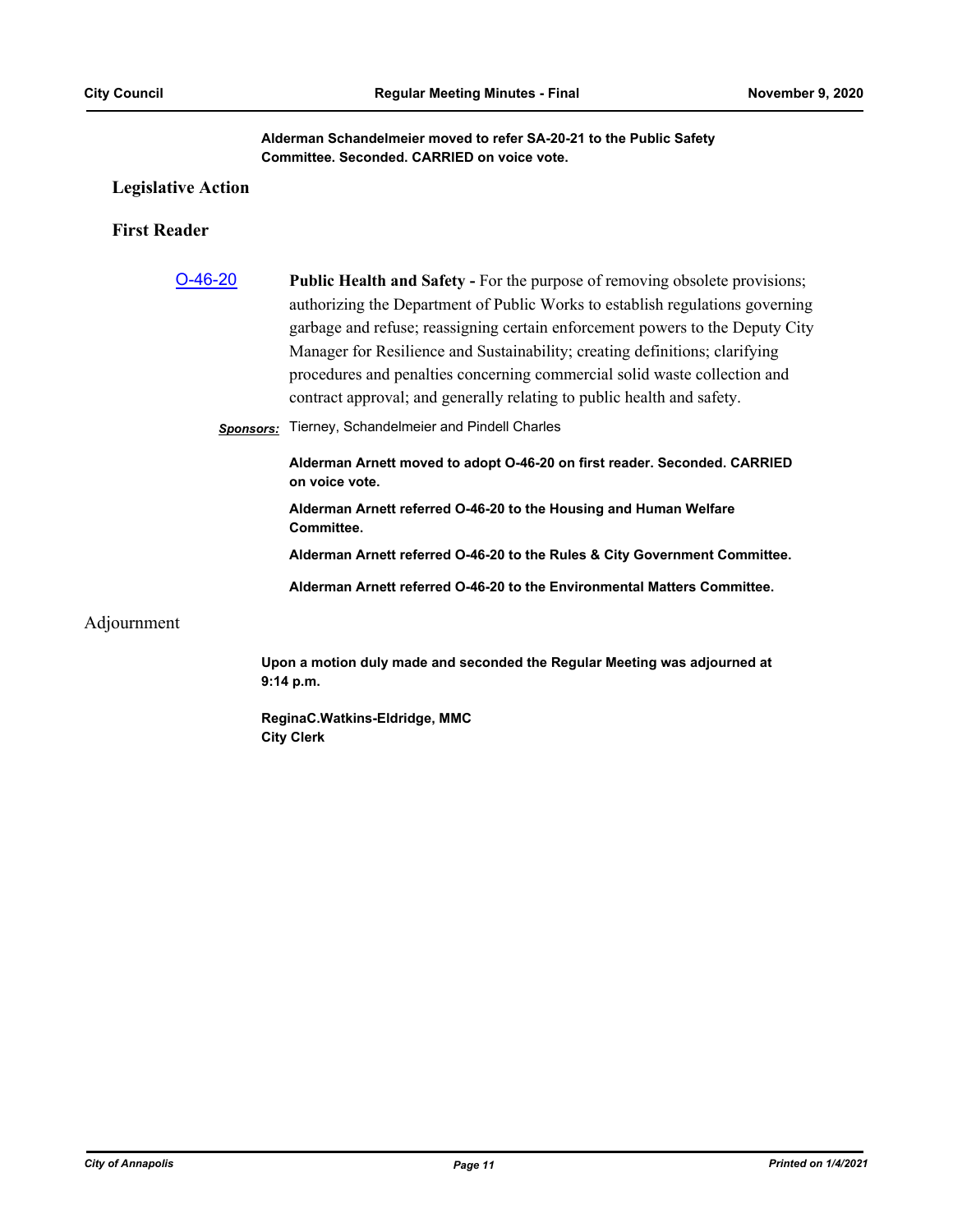**Alderman Schandelmeier moved to refer SA-20-21 to the Public Safety Committee. Seconded. CARRIED on voice vote.**

## Legislative Action

### First Reader

O-46-20 **Public Health and Safety -** For the purpose of removing obsolete provisions; authorizing the Department of Public Works to establish regulations governing garbage and refuse; reassigning certain enforcement powers to the Deputy City Manager for Resilience and Sustainability; creating definitions; clarifying procedures and penalties concerning commercial solid waste collection and contract approval; and generally relating to public health and safety.

***Sponsors:*** Tierney, Schandelmeier and Pindell Charles

**Alderman Arnett moved to adopt O-46-20 on first reader. Seconded. CARRIED on voice vote.**

**Alderman Arnett referred O-46-20 to the Housing and Human Welfare Committee.**

**Alderman Arnett referred O-46-20 to the Rules & City Government Committee.**

**Alderman Arnett referred O-46-20 to the Environmental Matters Committee.**

## Adjournment

**Upon a motion duly made and seconded the Regular Meeting was adjourned at 9:14 p.m.**

**ReginaC.Watkins-Eldridge, MMC**
**City Clerk**